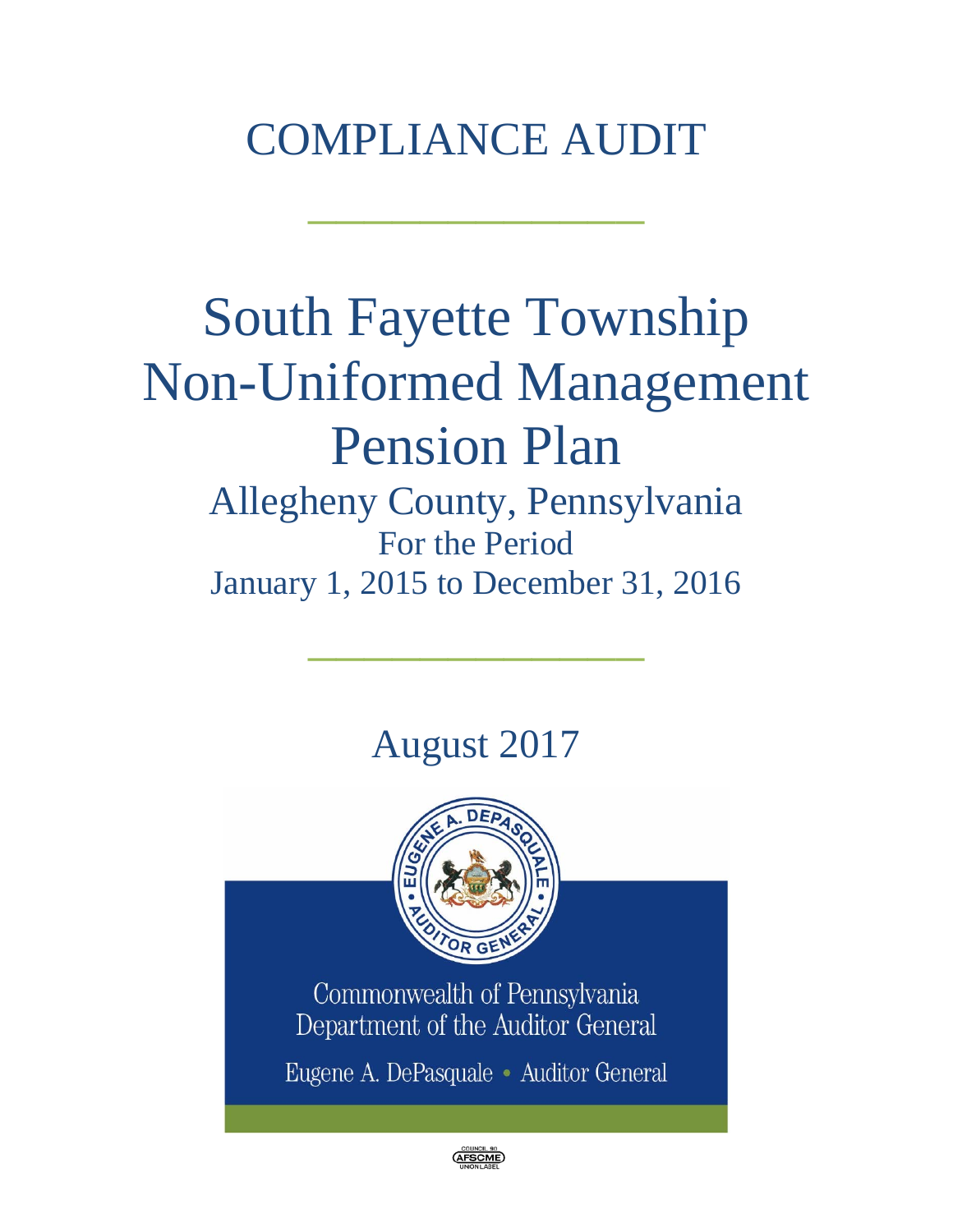# COMPLIANCE AUDIT

# South Fayette Township Non-Uniformed Management Pension Plan

## Allegheny County, Pennsylvania

For the Period

January 1, 2015 to December 31, 2016

August 2017

Commonwealth of Pennsylvania
Department of the Auditor General

Eugene A. DePasquale • Auditor General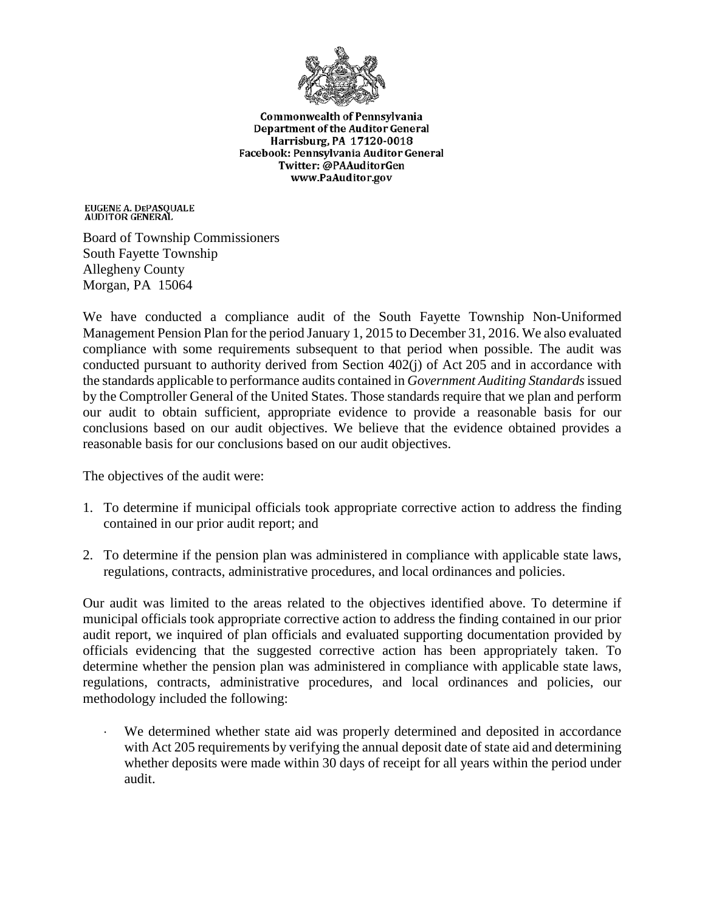Commonwealth of Pennsylvania
Department of the Auditor General
Harrisburg, PA 17120-0018
Facebook: Pennsylvania Auditor General
Twitter: @PAAuditorGen
www.PaAuditor.gov

EUGENE A. DePASQUALE
AUDITOR GENERAL

Board of Township Commissioners
South Fayette Township
Allegheny County
Morgan, PA 15064

We have conducted a compliance audit of the South Fayette Township Non-Uniformed Management Pension Plan for the period January 1, 2015 to December 31, 2016. We also evaluated compliance with some requirements subsequent to that period when possible. The audit was conducted pursuant to authority derived from Section 402(j) of Act 205 and in accordance with the standards applicable to performance audits contained in *Government Auditing Standards* issued by the Comptroller General of the United States. Those standards require that we plan and perform our audit to obtain sufficient, appropriate evidence to provide a reasonable basis for our conclusions based on our audit objectives. We believe that the evidence obtained provides a reasonable basis for our conclusions based on our audit objectives.

The objectives of the audit were:

1. To determine if municipal officials took appropriate corrective action to address the finding contained in our prior audit report; and

2. To determine if the pension plan was administered in compliance with applicable state laws, regulations, contracts, administrative procedures, and local ordinances and policies.

Our audit was limited to the areas related to the objectives identified above. To determine if municipal officials took appropriate corrective action to address the finding contained in our prior audit report, we inquired of plan officials and evaluated supporting documentation provided by officials evidencing that the suggested corrective action has been appropriately taken. To determine whether the pension plan was administered in compliance with applicable state laws, regulations, contracts, administrative procedures, and local ordinances and policies, our methodology included the following:

- We determined whether state aid was properly determined and deposited in accordance with Act 205 requirements by verifying the annual deposit date of state aid and determining whether deposits were made within 30 days of receipt for all years within the period under audit.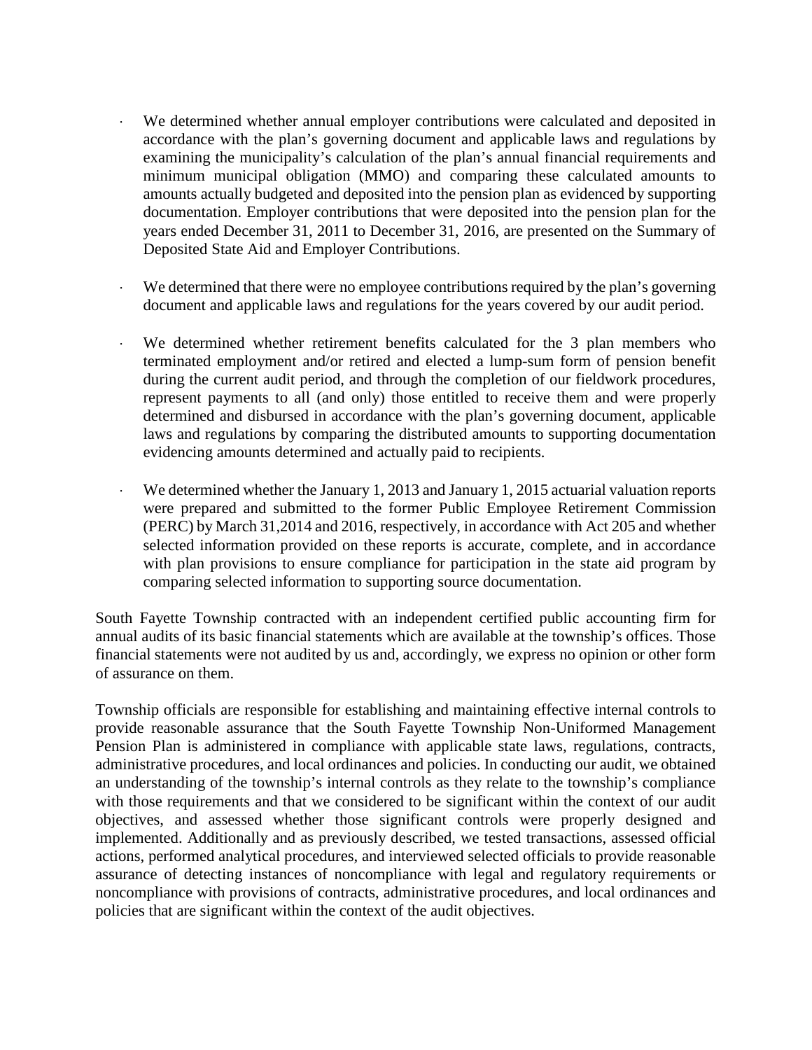- We determined whether annual employer contributions were calculated and deposited in accordance with the plan's governing document and applicable laws and regulations by examining the municipality's calculation of the plan's annual financial requirements and minimum municipal obligation (MMO) and comparing these calculated amounts to amounts actually budgeted and deposited into the pension plan as evidenced by supporting documentation. Employer contributions that were deposited into the pension plan for the years ended December 31, 2011 to December 31, 2016, are presented on the Summary of Deposited State Aid and Employer Contributions.

- We determined that there were no employee contributions required by the plan's governing document and applicable laws and regulations for the years covered by our audit period.

- We determined whether retirement benefits calculated for the 3 plan members who terminated employment and/or retired and elected a lump-sum form of pension benefit during the current audit period, and through the completion of our fieldwork procedures, represent payments to all (and only) those entitled to receive them and were properly determined and disbursed in accordance with the plan's governing document, applicable laws and regulations by comparing the distributed amounts to supporting documentation evidencing amounts determined and actually paid to recipients.

- We determined whether the January 1, 2013 and January 1, 2015 actuarial valuation reports were prepared and submitted to the former Public Employee Retirement Commission (PERC) by March 31,2014 and 2016, respectively, in accordance with Act 205 and whether selected information provided on these reports is accurate, complete, and in accordance with plan provisions to ensure compliance for participation in the state aid program by comparing selected information to supporting source documentation.

South Fayette Township contracted with an independent certified public accounting firm for annual audits of its basic financial statements which are available at the township's offices. Those financial statements were not audited by us and, accordingly, we express no opinion or other form of assurance on them.

Township officials are responsible for establishing and maintaining effective internal controls to provide reasonable assurance that the South Fayette Township Non-Uniformed Management Pension Plan is administered in compliance with applicable state laws, regulations, contracts, administrative procedures, and local ordinances and policies. In conducting our audit, we obtained an understanding of the township's internal controls as they relate to the township's compliance with those requirements and that we considered to be significant within the context of our audit objectives, and assessed whether those significant controls were properly designed and implemented. Additionally and as previously described, we tested transactions, assessed official actions, performed analytical procedures, and interviewed selected officials to provide reasonable assurance of detecting instances of noncompliance with legal and regulatory requirements or noncompliance with provisions of contracts, administrative procedures, and local ordinances and policies that are significant within the context of the audit objectives.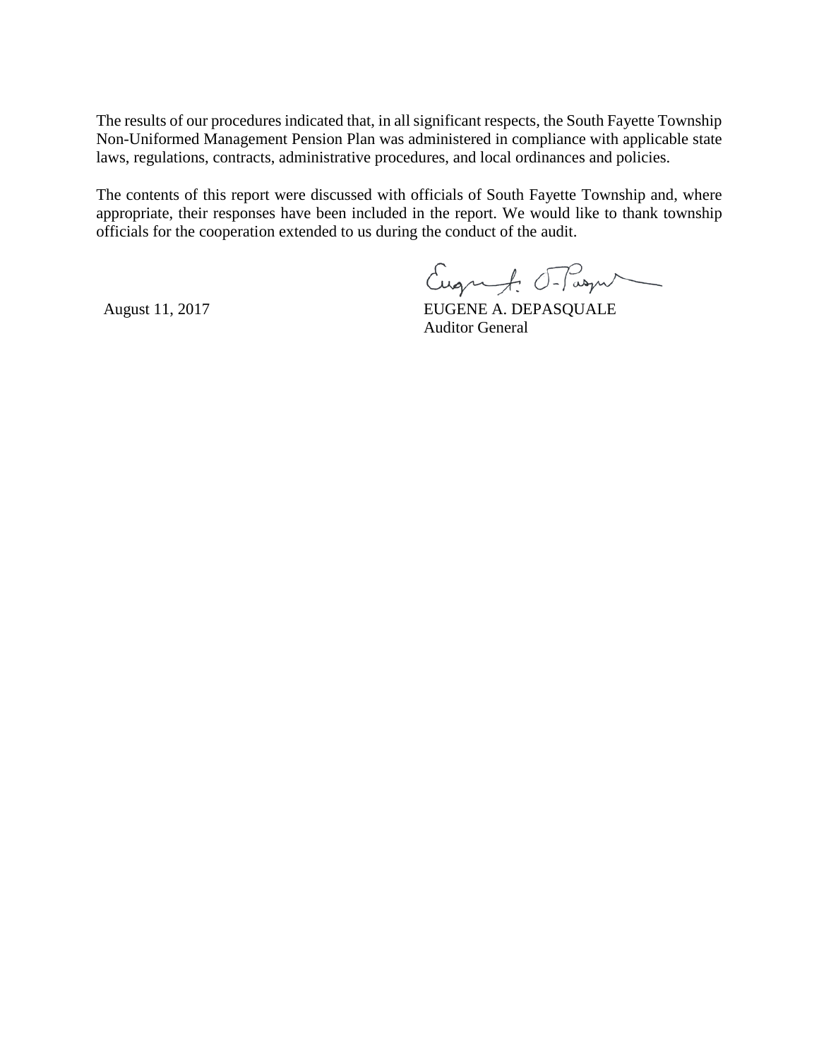The results of our procedures indicated that, in all significant respects, the South Fayette Township Non-Uniformed Management Pension Plan was administered in compliance with applicable state laws, regulations, contracts, administrative procedures, and local ordinances and policies.

The contents of this report were discussed with officials of South Fayette Township and, where appropriate, their responses have been included in the report. We would like to thank township officials for the cooperation extended to us during the conduct of the audit.

August 11, 2017

EUGENE A. DEPASQUALE
Auditor General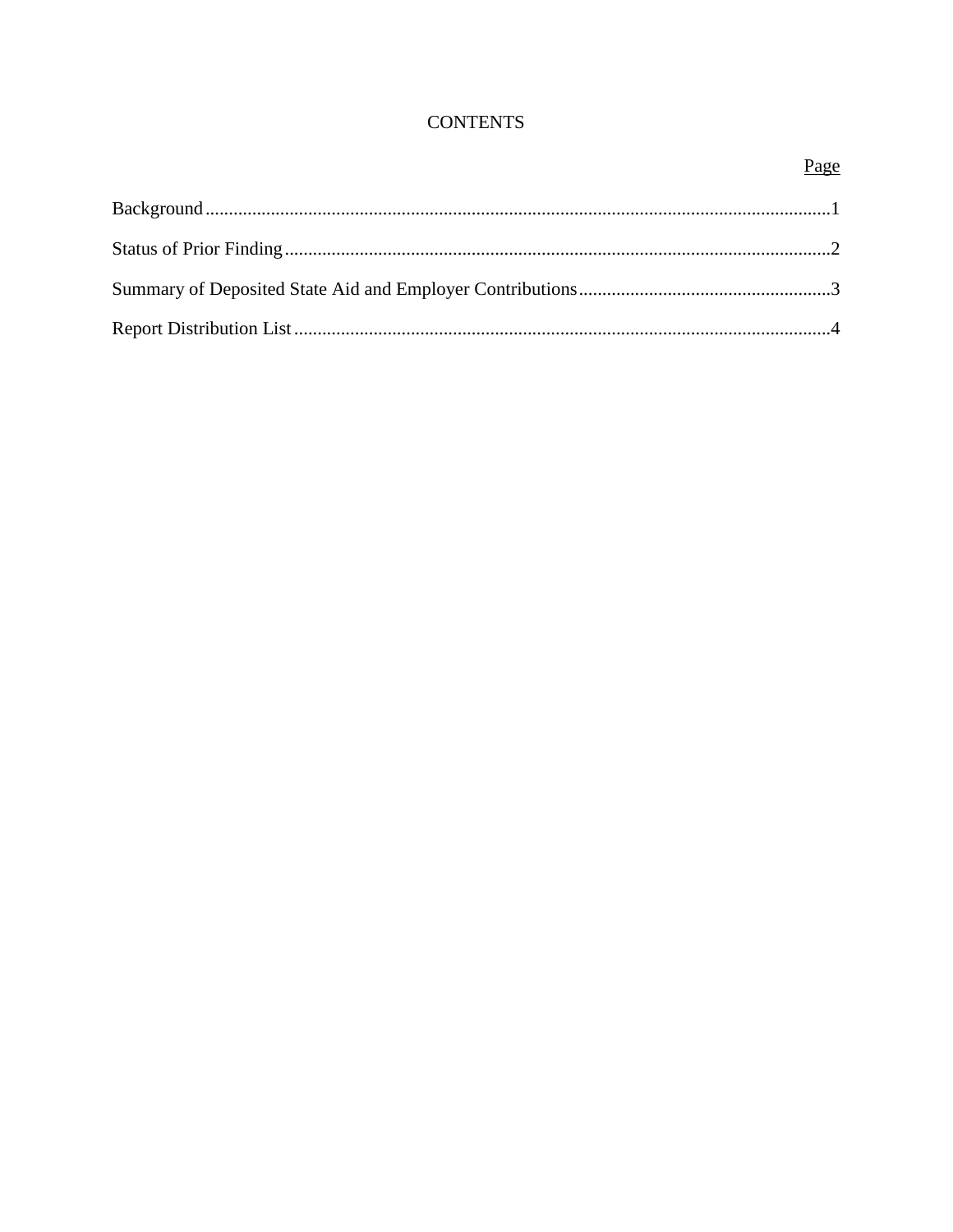# CONTENTS

| | Page |
|---|---|
| Background | 1 |
| Status of Prior Finding | 2 |
| Summary of Deposited State Aid and Employer Contributions | 3 |
| Report Distribution List | 4 |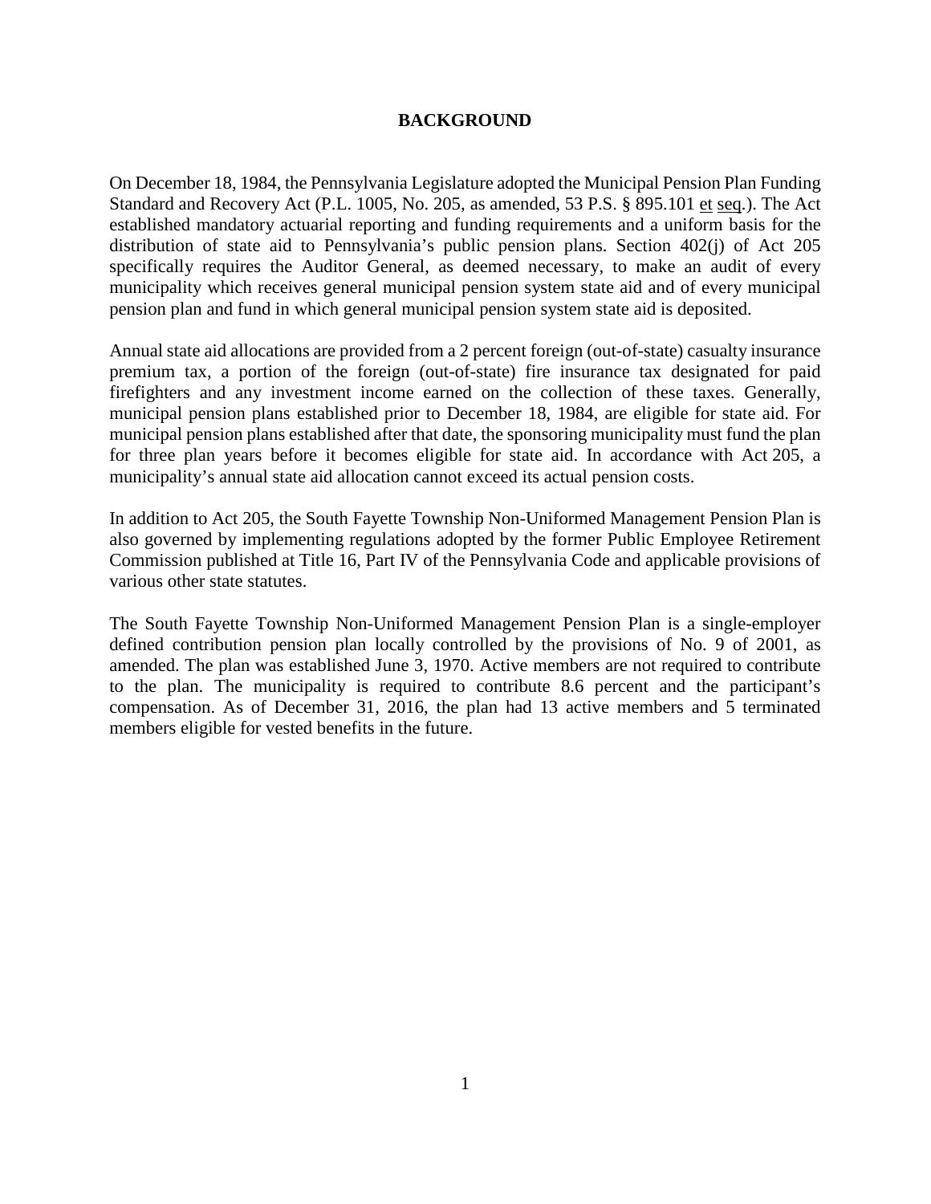# BACKGROUND

On December 18, 1984, the Pennsylvania Legislature adopted the Municipal Pension Plan Funding Standard and Recovery Act (P.L. 1005, No. 205, as amended, 53 P.S. § 895.101 et seq.). The Act established mandatory actuarial reporting and funding requirements and a uniform basis for the distribution of state aid to Pennsylvania's public pension plans. Section 402(j) of Act 205 specifically requires the Auditor General, as deemed necessary, to make an audit of every municipality which receives general municipal pension system state aid and of every municipal pension plan and fund in which general municipal pension system state aid is deposited.

Annual state aid allocations are provided from a 2 percent foreign (out-of-state) casualty insurance premium tax, a portion of the foreign (out-of-state) fire insurance tax designated for paid firefighters and any investment income earned on the collection of these taxes. Generally, municipal pension plans established prior to December 18, 1984, are eligible for state aid. For municipal pension plans established after that date, the sponsoring municipality must fund the plan for three plan years before it becomes eligible for state aid. In accordance with Act 205, a municipality's annual state aid allocation cannot exceed its actual pension costs.

In addition to Act 205, the South Fayette Township Non-Uniformed Management Pension Plan is also governed by implementing regulations adopted by the former Public Employee Retirement Commission published at Title 16, Part IV of the Pennsylvania Code and applicable provisions of various other state statutes.

The South Fayette Township Non-Uniformed Management Pension Plan is a single-employer defined contribution pension plan locally controlled by the provisions of No. 9 of 2001, as amended. The plan was established June 3, 1970. Active members are not required to contribute to the plan. The municipality is required to contribute 8.6 percent and the participant's compensation. As of December 31, 2016, the plan had 13 active members and 5 terminated members eligible for vested benefits in the future.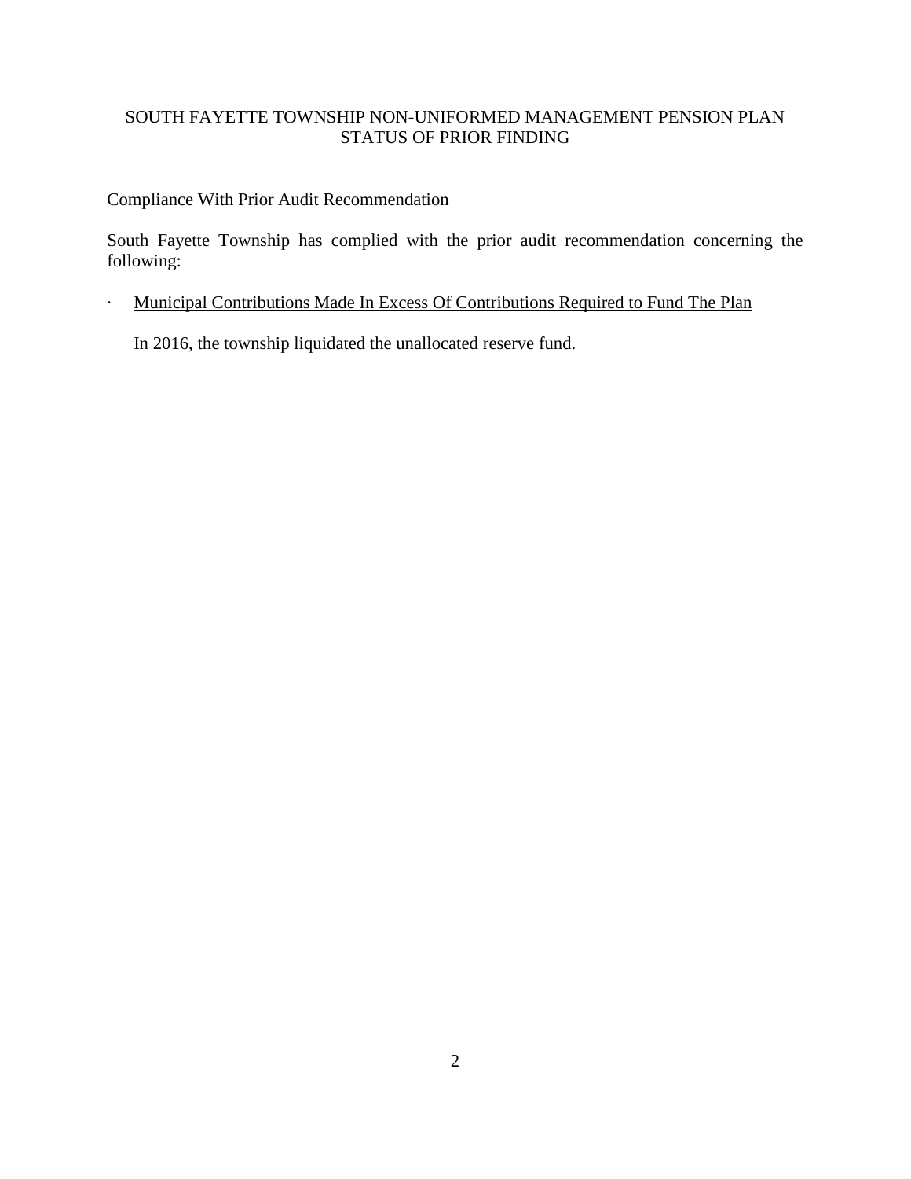# SOUTH FAYETTE TOWNSHIP NON-UNIFORMED MANAGEMENT PENSION PLAN
# STATUS OF PRIOR FINDING

Compliance With Prior Audit Recommendation

South Fayette Township has complied with the prior audit recommendation concerning the following:

- Municipal Contributions Made In Excess Of Contributions Required to Fund The Plan

  In 2016, the township liquidated the unallocated reserve fund.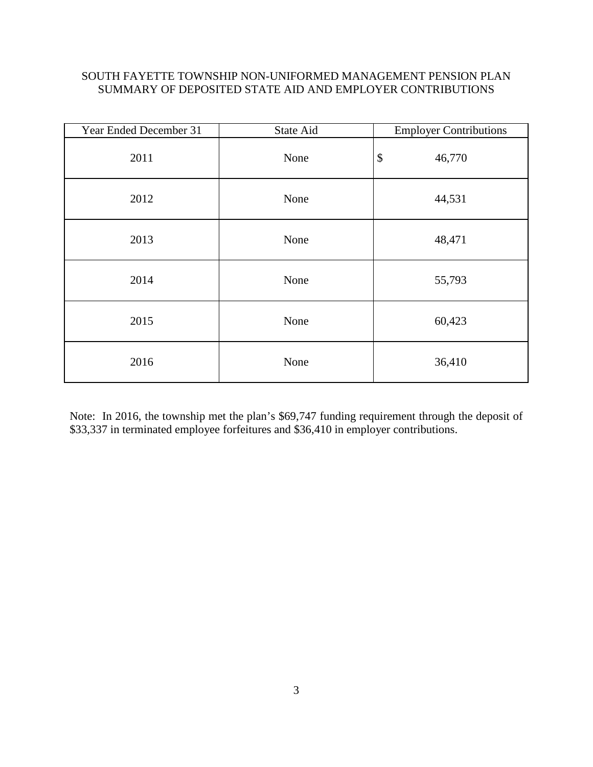# SOUTH FAYETTE TOWNSHIP NON-UNIFORMED MANAGEMENT PENSION PLAN
## SUMMARY OF DEPOSITED STATE AID AND EMPLOYER CONTRIBUTIONS

| Year Ended December 31 | State Aid | Employer Contributions |
|---|---|---|
| 2011 | None | $ 46,770 |
| 2012 | None | 44,531 |
| 2013 | None | 48,471 |
| 2014 | None | 55,793 |
| 2015 | None | 60,423 |
| 2016 | None | 36,410 |

Note: In 2016, the township met the plan's $69,747 funding requirement through the deposit of $33,337 in terminated employee forfeitures and $36,410 in employer contributions.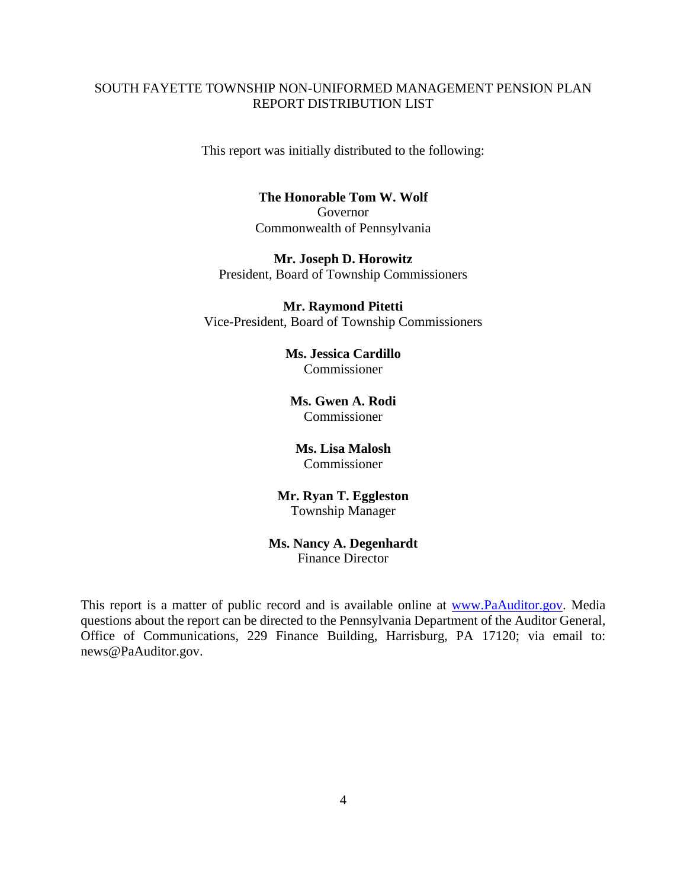# SOUTH FAYETTE TOWNSHIP NON-UNIFORMED MANAGEMENT PENSION PLAN REPORT DISTRIBUTION LIST

This report was initially distributed to the following:

**The Honorable Tom W. Wolf**
Governor
Commonwealth of Pennsylvania

**Mr. Joseph D. Horowitz**
President, Board of Township Commissioners

**Mr. Raymond Pitetti**
Vice-President, Board of Township Commissioners

**Ms. Jessica Cardillo**
Commissioner

**Ms. Gwen A. Rodi**
Commissioner

**Ms. Lisa Malosh**
Commissioner

**Mr. Ryan T. Eggleston**
Township Manager

**Ms. Nancy A. Degenhardt**
Finance Director

This report is a matter of public record and is available online at www.PaAuditor.gov. Media questions about the report can be directed to the Pennsylvania Department of the Auditor General, Office of Communications, 229 Finance Building, Harrisburg, PA 17120; via email to: news@PaAuditor.gov.